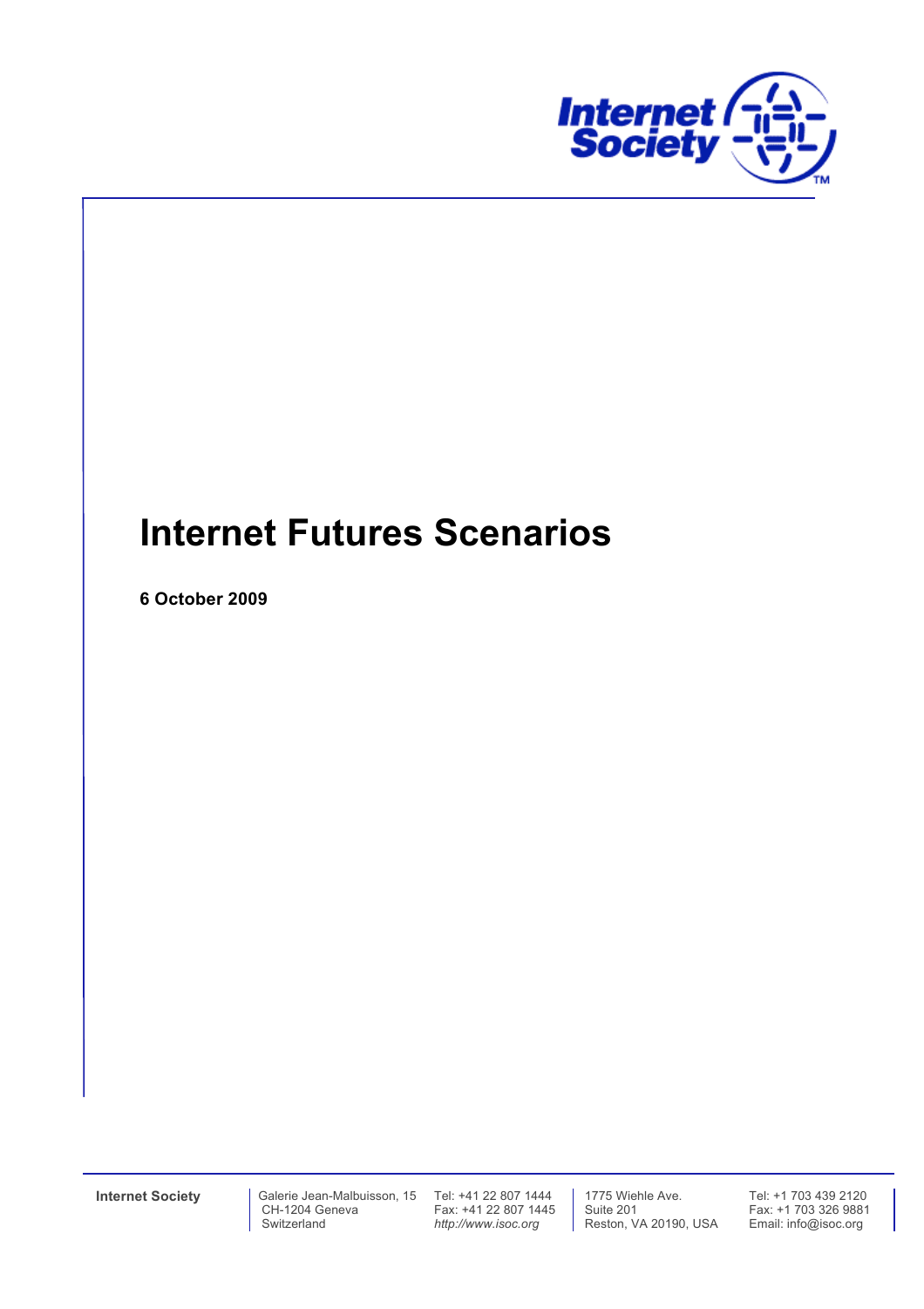# Internet Futures Scenarios

**6 October 2009**

**Internet Society**

Galerie Jean-Malbuisson, 15
CH-1204 Geneva
Switzerland

Tel: +41 22 807 1444
Fax: +41 22 807 1445
*http://www.isoc.org*

1775 Wiehle Ave.
Suite 201
Reston, VA 20190, USA

Tel: +1 703 439 2120
Fax: +1 703 326 9881
Email: info@isoc.org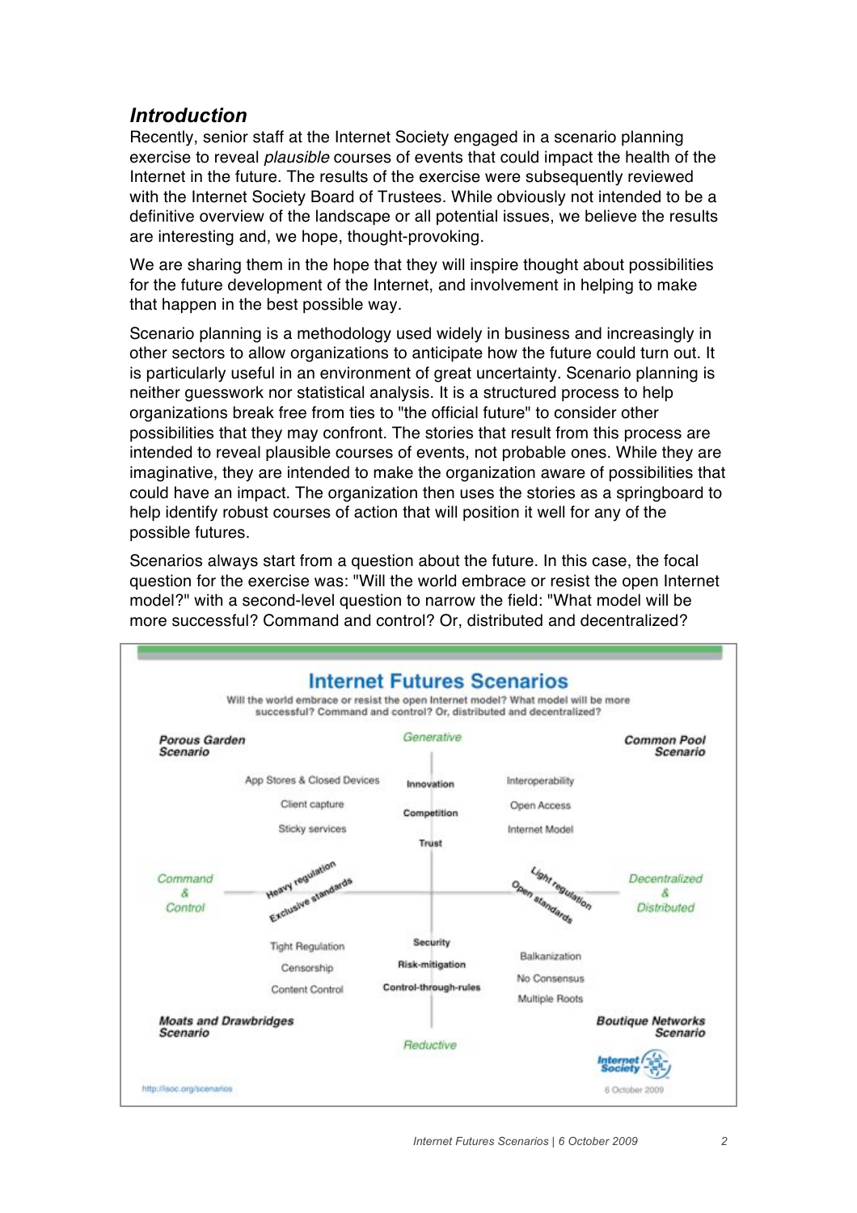## *Introduction*

Recently, senior staff at the Internet Society engaged in a scenario planning exercise to reveal *plausible* courses of events that could impact the health of the Internet in the future. The results of the exercise were subsequently reviewed with the Internet Society Board of Trustees. While obviously not intended to be a definitive overview of the landscape or all potential issues, we believe the results are interesting and, we hope, thought-provoking.

We are sharing them in the hope that they will inspire thought about possibilities for the future development of the Internet, and involvement in helping to make that happen in the best possible way.

Scenario planning is a methodology used widely in business and increasingly in other sectors to allow organizations to anticipate how the future could turn out. It is particularly useful in an environment of great uncertainty. Scenario planning is neither guesswork nor statistical analysis. It is a structured process to help organizations break free from ties to "the official future" to consider other possibilities that they may confront. The stories that result from this process are intended to reveal plausible courses of events, not probable ones. While they are imaginative, they are intended to make the organization aware of possibilities that could have an impact. The organization then uses the stories as a springboard to help identify robust courses of action that will position it well for any of the possible futures.

Scenarios always start from a question about the future. In this case, the focal question for the exercise was: "Will the world embrace or resist the open Internet model?" with a second-level question to narrow the field: "What model will be more successful? Command and control? Or, distributed and decentralized?

**Internet Futures Scenarios**

Will the world embrace or resist the open Internet model? What model will be more successful? Command and control? Or, distributed and decentralized?

| | | | | |
|---|---|---|---|---|
| ***Porous Garden Scenario*** | | *Generative* | | ***Common Pool Scenario*** |
| | App Stores & Closed Devices | Innovation | Interoperability | |
| | Client capture | Competition | Open Access | |
| | Sticky services | Trust | Internet Model | |
| *Command & Control* | Heavy regulation / Exclusive standards | | Light regulation / Open standards | *Decentralized & Distributed* |
| | Tight Regulation | Security | Balkanization | |
| | Censorship | Risk-mitigation | No Consensus | |
| | Content Control | Control-through-rules | Multiple Roots | |
| ***Moats and Drawbridges Scenario*** | | *Reductive* | | ***Boutique Networks Scenario*** |

http://isoc.org/scenarios — Internet Society — 6 October 2009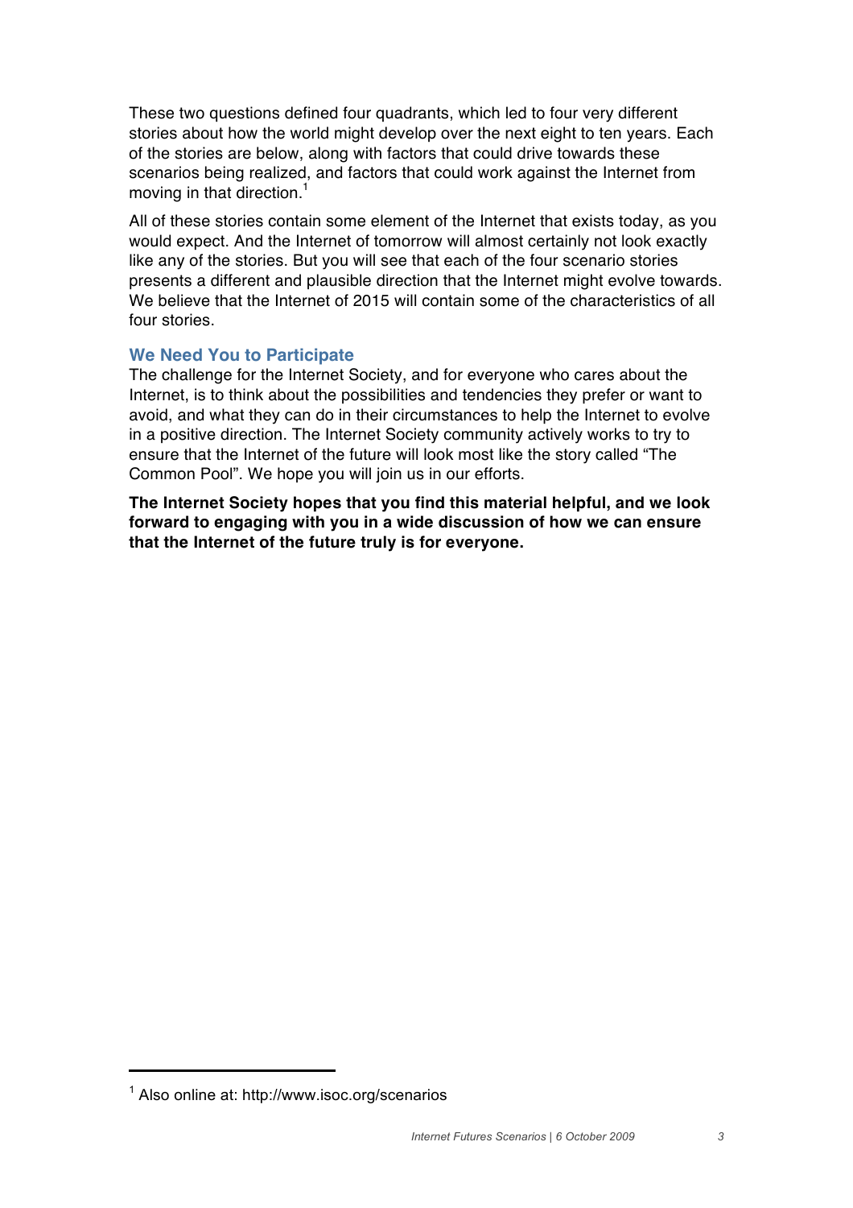These two questions defined four quadrants, which led to four very different stories about how the world might develop over the next eight to ten years. Each of the stories are below, along with factors that could drive towards these scenarios being realized, and factors that could work against the Internet from moving in that direction.[1]

All of these stories contain some element of the Internet that exists today, as you would expect. And the Internet of tomorrow will almost certainly not look exactly like any of the stories. But you will see that each of the four scenario stories presents a different and plausible direction that the Internet might evolve towards. We believe that the Internet of 2015 will contain some of the characteristics of all four stories.

### We Need You to Participate

The challenge for the Internet Society, and for everyone who cares about the Internet, is to think about the possibilities and tendencies they prefer or want to avoid, and what they can do in their circumstances to help the Internet to evolve in a positive direction. The Internet Society community actively works to try to ensure that the Internet of the future will look most like the story called "The Common Pool". We hope you will join us in our efforts.

**The Internet Society hopes that you find this material helpful, and we look forward to engaging with you in a wide discussion of how we can ensure that the Internet of the future truly is for everyone.**

---

[1] Also online at: http://www.isoc.org/scenarios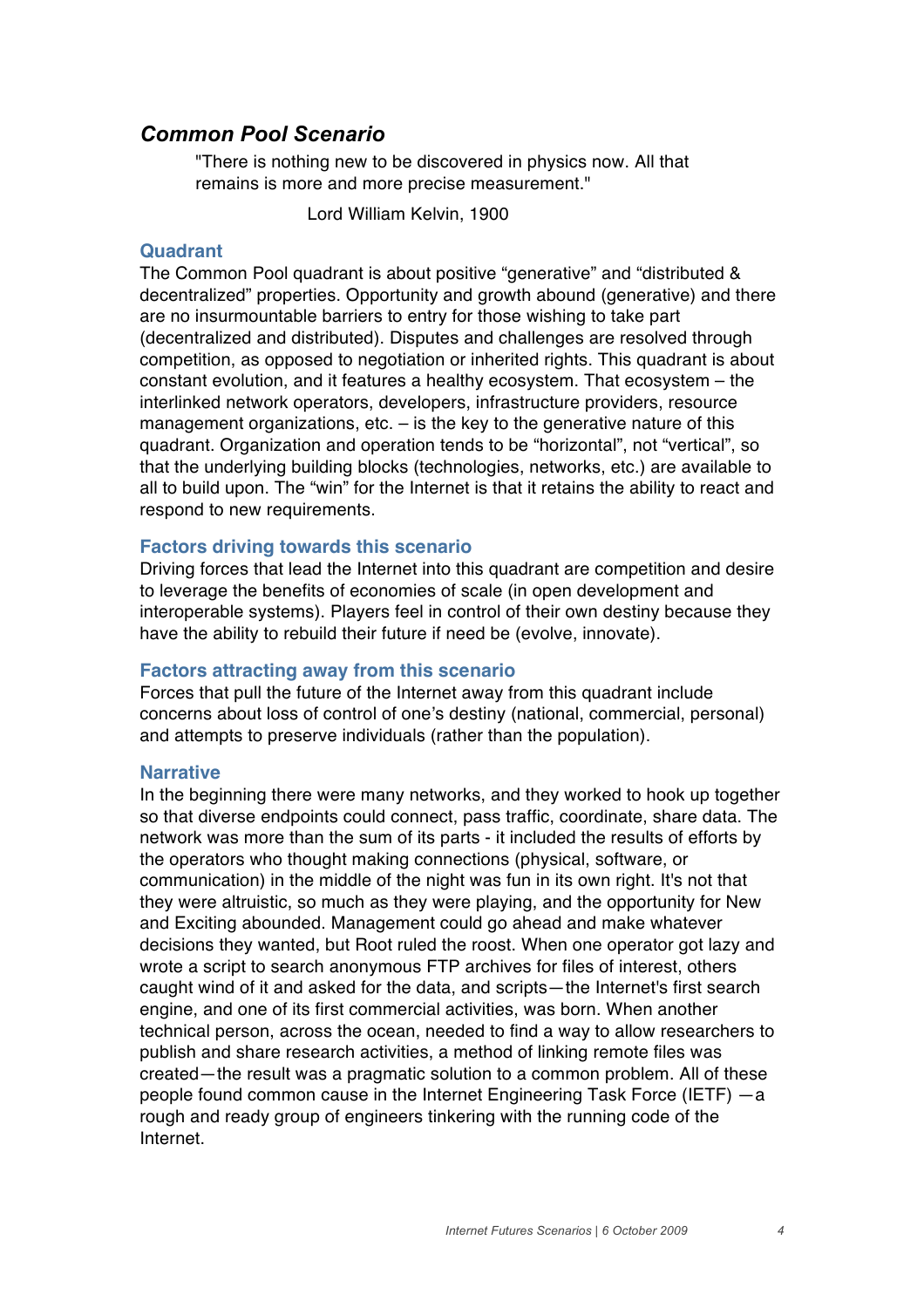## *Common Pool Scenario*

> "There is nothing new to be discovered in physics now. All that remains is more and more precise measurement."
>
> Lord William Kelvin, 1900

### Quadrant

The Common Pool quadrant is about positive "generative" and "distributed & decentralized" properties. Opportunity and growth abound (generative) and there are no insurmountable barriers to entry for those wishing to take part (decentralized and distributed). Disputes and challenges are resolved through competition, as opposed to negotiation or inherited rights. This quadrant is about constant evolution, and it features a healthy ecosystem. That ecosystem – the interlinked network operators, developers, infrastructure providers, resource management organizations, etc. – is the key to the generative nature of this quadrant. Organization and operation tends to be "horizontal", not "vertical", so that the underlying building blocks (technologies, networks, etc.) are available to all to build upon. The "win" for the Internet is that it retains the ability to react and respond to new requirements.

### Factors driving towards this scenario

Driving forces that lead the Internet into this quadrant are competition and desire to leverage the benefits of economies of scale (in open development and interoperable systems). Players feel in control of their own destiny because they have the ability to rebuild their future if need be (evolve, innovate).

### Factors attracting away from this scenario

Forces that pull the future of the Internet away from this quadrant include concerns about loss of control of one's destiny (national, commercial, personal) and attempts to preserve individuals (rather than the population).

### Narrative

In the beginning there were many networks, and they worked to hook up together so that diverse endpoints could connect, pass traffic, coordinate, share data. The network was more than the sum of its parts - it included the results of efforts by the operators who thought making connections (physical, software, or communication) in the middle of the night was fun in its own right. It's not that they were altruistic, so much as they were playing, and the opportunity for New and Exciting abounded. Management could go ahead and make whatever decisions they wanted, but Root ruled the roost. When one operator got lazy and wrote a script to search anonymous FTP archives for files of interest, others caught wind of it and asked for the data, and scripts—the Internet's first search engine, and one of its first commercial activities, was born. When another technical person, across the ocean, needed to find a way to allow researchers to publish and share research activities, a method of linking remote files was created—the result was a pragmatic solution to a common problem. All of these people found common cause in the Internet Engineering Task Force (IETF) —a rough and ready group of engineers tinkering with the running code of the Internet.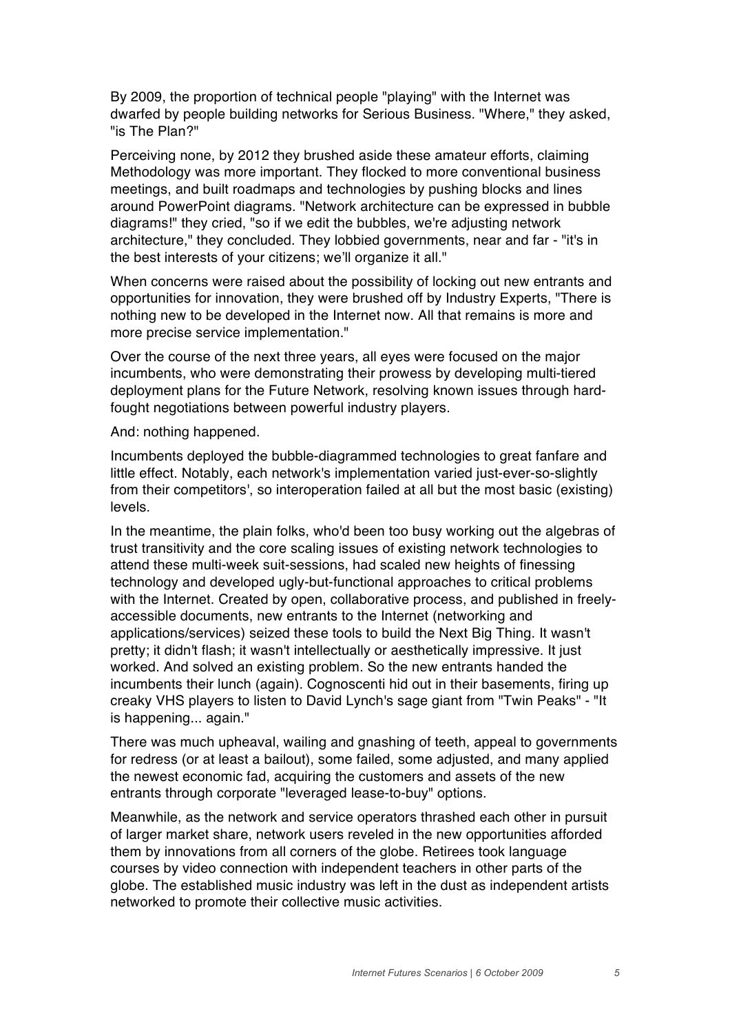By 2009, the proportion of technical people "playing" with the Internet was dwarfed by people building networks for Serious Business. "Where," they asked, "is The Plan?"

Perceiving none, by 2012 they brushed aside these amateur efforts, claiming Methodology was more important. They flocked to more conventional business meetings, and built roadmaps and technologies by pushing blocks and lines around PowerPoint diagrams. "Network architecture can be expressed in bubble diagrams!" they cried, "so if we edit the bubbles, we're adjusting network architecture," they concluded. They lobbied governments, near and far - "it's in the best interests of your citizens; we'll organize it all."

When concerns were raised about the possibility of locking out new entrants and opportunities for innovation, they were brushed off by Industry Experts, "There is nothing new to be developed in the Internet now. All that remains is more and more precise service implementation."

Over the course of the next three years, all eyes were focused on the major incumbents, who were demonstrating their prowess by developing multi-tiered deployment plans for the Future Network, resolving known issues through hard-fought negotiations between powerful industry players.

And: nothing happened.

Incumbents deployed the bubble-diagrammed technologies to great fanfare and little effect. Notably, each network's implementation varied just-ever-so-slightly from their competitors', so interoperation failed at all but the most basic (existing) levels.

In the meantime, the plain folks, who'd been too busy working out the algebras of trust transitivity and the core scaling issues of existing network technologies to attend these multi-week suit-sessions, had scaled new heights of finessing technology and developed ugly-but-functional approaches to critical problems with the Internet. Created by open, collaborative process, and published in freely-accessible documents, new entrants to the Internet (networking and applications/services) seized these tools to build the Next Big Thing. It wasn't pretty; it didn't flash; it wasn't intellectually or aesthetically impressive. It just worked. And solved an existing problem. So the new entrants handed the incumbents their lunch (again). Cognoscenti hid out in their basements, firing up creaky VHS players to listen to David Lynch's sage giant from "Twin Peaks" - "It is happening... again."

There was much upheaval, wailing and gnashing of teeth, appeal to governments for redress (or at least a bailout), some failed, some adjusted, and many applied the newest economic fad, acquiring the customers and assets of the new entrants through corporate "leveraged lease-to-buy" options.

Meanwhile, as the network and service operators thrashed each other in pursuit of larger market share, network users reveled in the new opportunities afforded them by innovations from all corners of the globe. Retirees took language courses by video connection with independent teachers in other parts of the globe. The established music industry was left in the dust as independent artists networked to promote their collective music activities.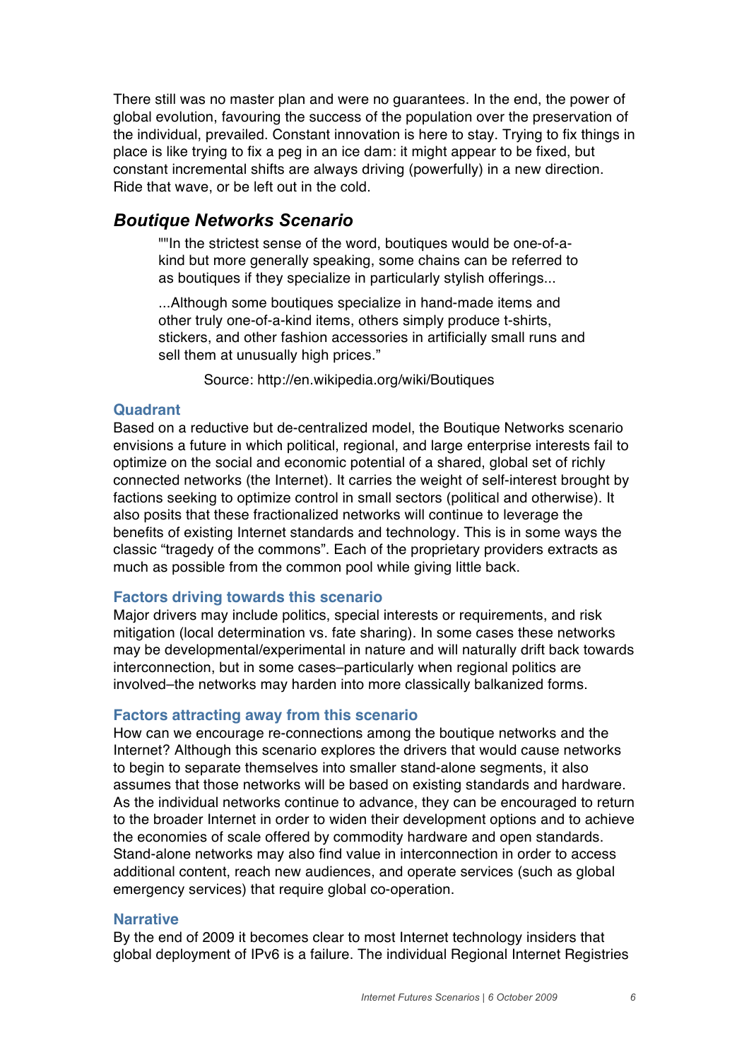There still was no master plan and were no guarantees. In the end, the power of global evolution, favouring the success of the population over the preservation of the individual, prevailed. Constant innovation is here to stay. Trying to fix things in place is like trying to fix a peg in an ice dam: it might appear to be fixed, but constant incremental shifts are always driving (powerfully) in a new direction. Ride that wave, or be left out in the cold.

## *Boutique Networks Scenario*

> ""In the strictest sense of the word, boutiques would be one-of-a-kind but more generally speaking, some chains can be referred to as boutiques if they specialize in particularly stylish offerings...
>
> ...Although some boutiques specialize in hand-made items and other truly one-of-a-kind items, others simply produce t-shirts, stickers, and other fashion accessories in artificially small runs and sell them at unusually high prices."
>
> Source: http://en.wikipedia.org/wiki/Boutiques

### Quadrant

Based on a reductive but de-centralized model, the Boutique Networks scenario envisions a future in which political, regional, and large enterprise interests fail to optimize on the social and economic potential of a shared, global set of richly connected networks (the Internet). It carries the weight of self-interest brought by factions seeking to optimize control in small sectors (political and otherwise). It also posits that these fractionalized networks will continue to leverage the benefits of existing Internet standards and technology. This is in some ways the classic "tragedy of the commons". Each of the proprietary providers extracts as much as possible from the common pool while giving little back.

### Factors driving towards this scenario

Major drivers may include politics, special interests or requirements, and risk mitigation (local determination vs. fate sharing). In some cases these networks may be developmental/experimental in nature and will naturally drift back towards interconnection, but in some cases–particularly when regional politics are involved–the networks may harden into more classically balkanized forms.

### Factors attracting away from this scenario

How can we encourage re-connections among the boutique networks and the Internet? Although this scenario explores the drivers that would cause networks to begin to separate themselves into smaller stand-alone segments, it also assumes that those networks will be based on existing standards and hardware. As the individual networks continue to advance, they can be encouraged to return to the broader Internet in order to widen their development options and to achieve the economies of scale offered by commodity hardware and open standards. Stand-alone networks may also find value in interconnection in order to access additional content, reach new audiences, and operate services (such as global emergency services) that require global co-operation.

### Narrative

By the end of 2009 it becomes clear to most Internet technology insiders that global deployment of IPv6 is a failure. The individual Regional Internet Registries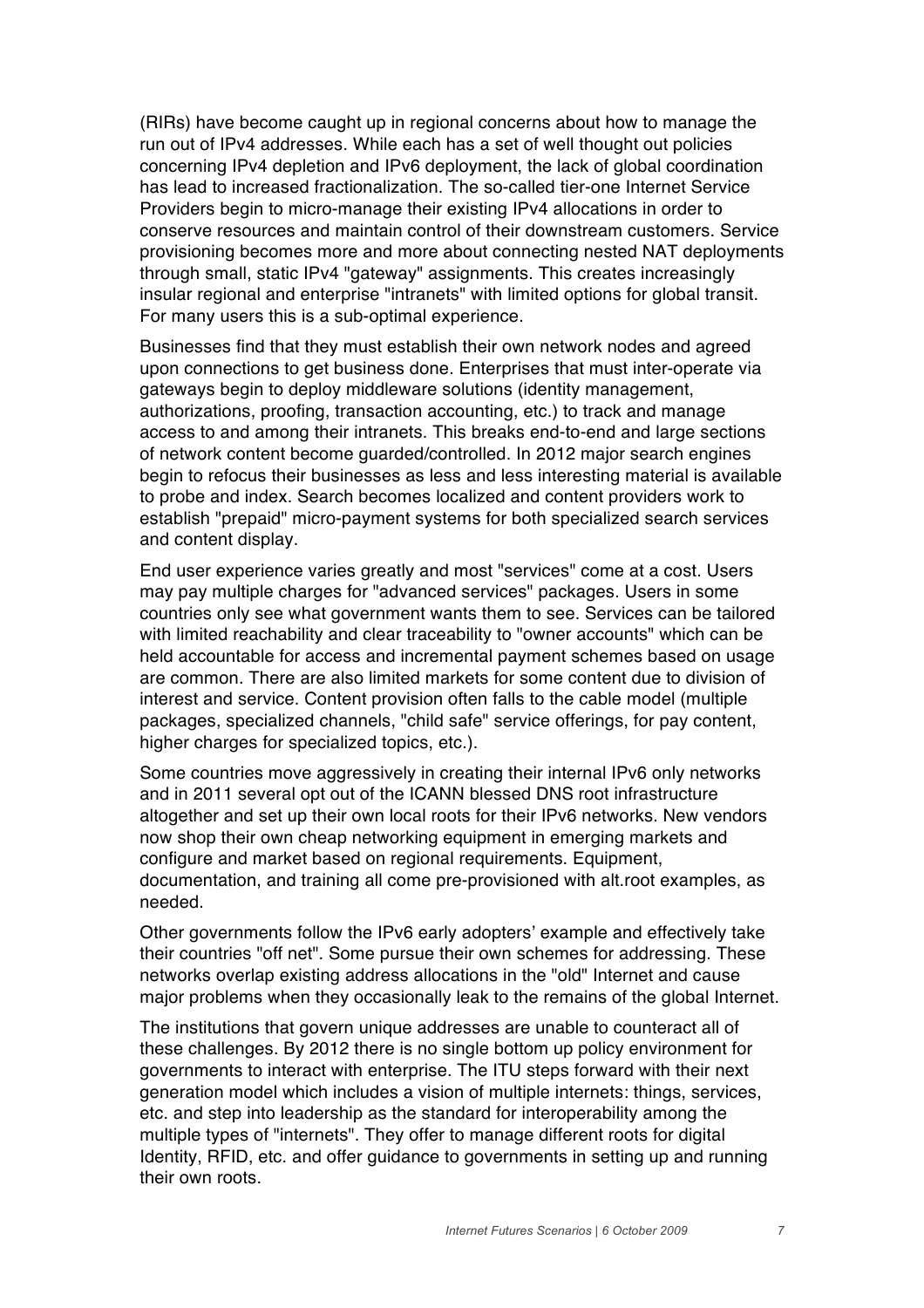(RIRs) have become caught up in regional concerns about how to manage the run out of IPv4 addresses. While each has a set of well thought out policies concerning IPv4 depletion and IPv6 deployment, the lack of global coordination has lead to increased fractionalization. The so-called tier-one Internet Service Providers begin to micro-manage their existing IPv4 allocations in order to conserve resources and maintain control of their downstream customers. Service provisioning becomes more and more about connecting nested NAT deployments through small, static IPv4 "gateway" assignments. This creates increasingly insular regional and enterprise "intranets" with limited options for global transit. For many users this is a sub-optimal experience.

Businesses find that they must establish their own network nodes and agreed upon connections to get business done. Enterprises that must inter-operate via gateways begin to deploy middleware solutions (identity management, authorizations, proofing, transaction accounting, etc.) to track and manage access to and among their intranets. This breaks end-to-end and large sections of network content become guarded/controlled. In 2012 major search engines begin to refocus their businesses as less and less interesting material is available to probe and index. Search becomes localized and content providers work to establish "prepaid" micro-payment systems for both specialized search services and content display.

End user experience varies greatly and most "services" come at a cost. Users may pay multiple charges for "advanced services" packages. Users in some countries only see what government wants them to see. Services can be tailored with limited reachability and clear traceability to "owner accounts" which can be held accountable for access and incremental payment schemes based on usage are common. There are also limited markets for some content due to division of interest and service. Content provision often falls to the cable model (multiple packages, specialized channels, "child safe" service offerings, for pay content, higher charges for specialized topics, etc.).

Some countries move aggressively in creating their internal IPv6 only networks and in 2011 several opt out of the ICANN blessed DNS root infrastructure altogether and set up their own local roots for their IPv6 networks. New vendors now shop their own cheap networking equipment in emerging markets and configure and market based on regional requirements. Equipment, documentation, and training all come pre-provisioned with alt.root examples, as needed.

Other governments follow the IPv6 early adopters' example and effectively take their countries "off net". Some pursue their own schemes for addressing. These networks overlap existing address allocations in the "old" Internet and cause major problems when they occasionally leak to the remains of the global Internet.

The institutions that govern unique addresses are unable to counteract all of these challenges. By 2012 there is no single bottom up policy environment for governments to interact with enterprise. The ITU steps forward with their next generation model which includes a vision of multiple internets: things, services, etc. and step into leadership as the standard for interoperability among the multiple types of "internets". They offer to manage different roots for digital Identity, RFID, etc. and offer guidance to governments in setting up and running their own roots.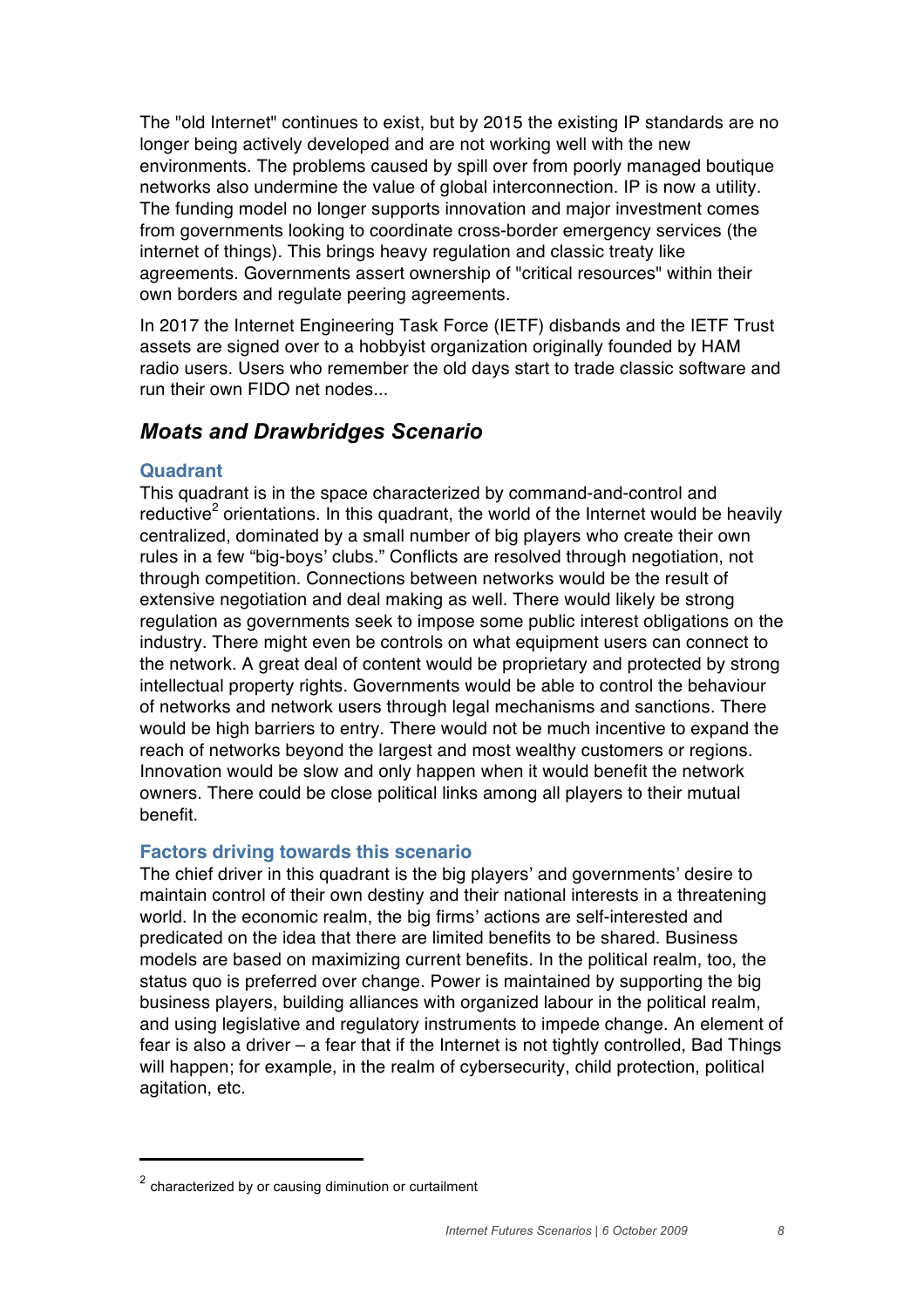The "old Internet" continues to exist, but by 2015 the existing IP standards are no longer being actively developed and are not working well with the new environments. The problems caused by spill over from poorly managed boutique networks also undermine the value of global interconnection. IP is now a utility. The funding model no longer supports innovation and major investment comes from governments looking to coordinate cross-border emergency services (the internet of things). This brings heavy regulation and classic treaty like agreements. Governments assert ownership of "critical resources" within their own borders and regulate peering agreements.

In 2017 the Internet Engineering Task Force (IETF) disbands and the IETF Trust assets are signed over to a hobbyist organization originally founded by HAM radio users. Users who remember the old days start to trade classic software and run their own FIDO net nodes...

## *Moats and Drawbridges Scenario*

### Quadrant

This quadrant is in the space characterized by command-and-control and reductive[2] orientations. In this quadrant, the world of the Internet would be heavily centralized, dominated by a small number of big players who create their own rules in a few "big-boys' clubs." Conflicts are resolved through negotiation, not through competition. Connections between networks would be the result of extensive negotiation and deal making as well. There would likely be strong regulation as governments seek to impose some public interest obligations on the industry. There might even be controls on what equipment users can connect to the network. A great deal of content would be proprietary and protected by strong intellectual property rights. Governments would be able to control the behaviour of networks and network users through legal mechanisms and sanctions. There would be high barriers to entry. There would not be much incentive to expand the reach of networks beyond the largest and most wealthy customers or regions. Innovation would be slow and only happen when it would benefit the network owners. There could be close political links among all players to their mutual benefit.

### Factors driving towards this scenario

The chief driver in this quadrant is the big players' and governments' desire to maintain control of their own destiny and their national interests in a threatening world. In the economic realm, the big firms' actions are self-interested and predicated on the idea that there are limited benefits to be shared. Business models are based on maximizing current benefits. In the political realm, too, the status quo is preferred over change. Power is maintained by supporting the big business players, building alliances with organized labour in the political realm, and using legislative and regulatory instruments to impede change. An element of fear is also a driver – a fear that if the Internet is not tightly controlled, Bad Things will happen; for example, in the realm of cybersecurity, child protection, political agitation, etc.

[2] characterized by or causing diminution or curtailment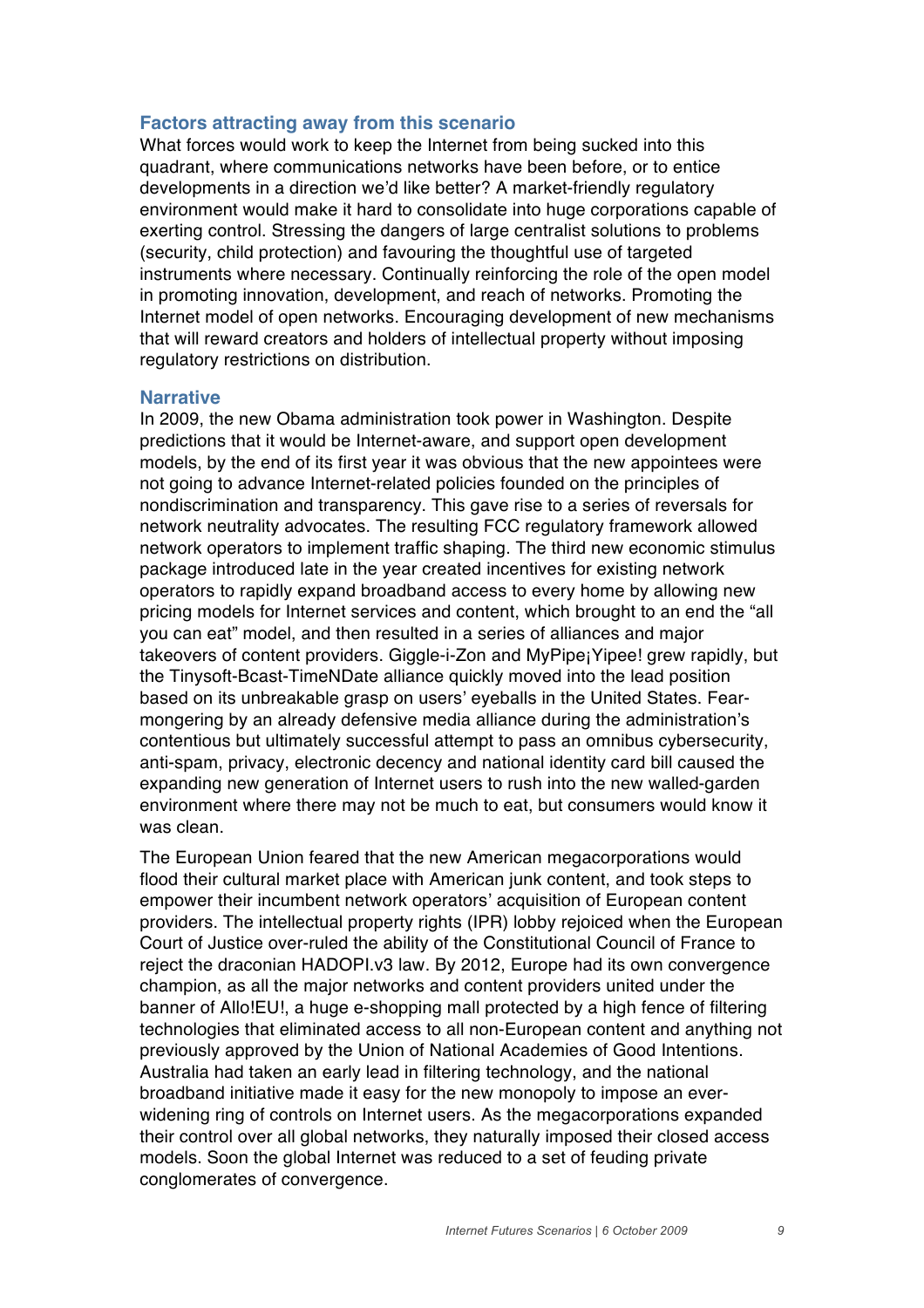### Factors attracting away from this scenario

What forces would work to keep the Internet from being sucked into this quadrant, where communications networks have been before, or to entice developments in a direction we'd like better? A market-friendly regulatory environment would make it hard to consolidate into huge corporations capable of exerting control. Stressing the dangers of large centralist solutions to problems (security, child protection) and favouring the thoughtful use of targeted instruments where necessary. Continually reinforcing the role of the open model in promoting innovation, development, and reach of networks. Promoting the Internet model of open networks. Encouraging development of new mechanisms that will reward creators and holders of intellectual property without imposing regulatory restrictions on distribution.

### Narrative

In 2009, the new Obama administration took power in Washington. Despite predictions that it would be Internet-aware, and support open development models, by the end of its first year it was obvious that the new appointees were not going to advance Internet-related policies founded on the principles of nondiscrimination and transparency. This gave rise to a series of reversals for network neutrality advocates. The resulting FCC regulatory framework allowed network operators to implement traffic shaping. The third new economic stimulus package introduced late in the year created incentives for existing network operators to rapidly expand broadband access to every home by allowing new pricing models for Internet services and content, which brought to an end the "all you can eat" model, and then resulted in a series of alliances and major takeovers of content providers. Giggle-i-Zon and MyPipe¡Yipee! grew rapidly, but the Tinysoft-Bcast-TimeNDate alliance quickly moved into the lead position based on its unbreakable grasp on users' eyeballs in the United States. Fear-mongering by an already defensive media alliance during the administration's contentious but ultimately successful attempt to pass an omnibus cybersecurity, anti-spam, privacy, electronic decency and national identity card bill caused the expanding new generation of Internet users to rush into the new walled-garden environment where there may not be much to eat, but consumers would know it was clean.

The European Union feared that the new American megacorporations would flood their cultural market place with American junk content, and took steps to empower their incumbent network operators' acquisition of European content providers. The intellectual property rights (IPR) lobby rejoiced when the European Court of Justice over-ruled the ability of the Constitutional Council of France to reject the draconian HADOPI.v3 law. By 2012, Europe had its own convergence champion, as all the major networks and content providers united under the banner of Allo!EU!, a huge e-shopping mall protected by a high fence of filtering technologies that eliminated access to all non-European content and anything not previously approved by the Union of National Academies of Good Intentions. Australia had taken an early lead in filtering technology, and the national broadband initiative made it easy for the new monopoly to impose an ever-widening ring of controls on Internet users. As the megacorporations expanded their control over all global networks, they naturally imposed their closed access models. Soon the global Internet was reduced to a set of feuding private conglomerates of convergence.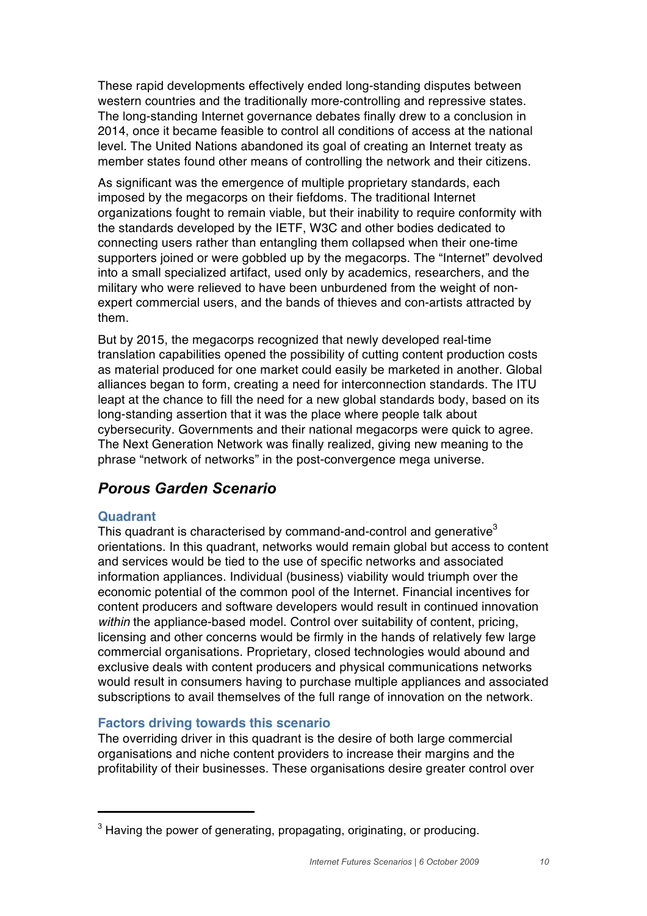These rapid developments effectively ended long-standing disputes between western countries and the traditionally more-controlling and repressive states. The long-standing Internet governance debates finally drew to a conclusion in 2014, once it became feasible to control all conditions of access at the national level. The United Nations abandoned its goal of creating an Internet treaty as member states found other means of controlling the network and their citizens.

As significant was the emergence of multiple proprietary standards, each imposed by the megacorps on their fiefdoms. The traditional Internet organizations fought to remain viable, but their inability to require conformity with the standards developed by the IETF, W3C and other bodies dedicated to connecting users rather than entangling them collapsed when their one-time supporters joined or were gobbled up by the megacorps. The "Internet" devolved into a small specialized artifact, used only by academics, researchers, and the military who were relieved to have been unburdened from the weight of non-expert commercial users, and the bands of thieves and con-artists attracted by them.

But by 2015, the megacorps recognized that newly developed real-time translation capabilities opened the possibility of cutting content production costs as material produced for one market could easily be marketed in another. Global alliances began to form, creating a need for interconnection standards. The ITU leapt at the chance to fill the need for a new global standards body, based on its long-standing assertion that it was the place where people talk about cybersecurity. Governments and their national megacorps were quick to agree. The Next Generation Network was finally realized, giving new meaning to the phrase "network of networks" in the post-convergence mega universe.

## *Porous Garden Scenario*

### Quadrant

This quadrant is characterised by command-and-control and generative[3] orientations. In this quadrant, networks would remain global but access to content and services would be tied to the use of specific networks and associated information appliances. Individual (business) viability would triumph over the economic potential of the common pool of the Internet. Financial incentives for content producers and software developers would result in continued innovation *within* the appliance-based model. Control over suitability of content, pricing, licensing and other concerns would be firmly in the hands of relatively few large commercial organisations. Proprietary, closed technologies would abound and exclusive deals with content producers and physical communications networks would result in consumers having to purchase multiple appliances and associated subscriptions to avail themselves of the full range of innovation on the network.

### Factors driving towards this scenario

The overriding driver in this quadrant is the desire of both large commercial organisations and niche content providers to increase their margins and the profitability of their businesses. These organisations desire greater control over

[3] Having the power of generating, propagating, originating, or producing.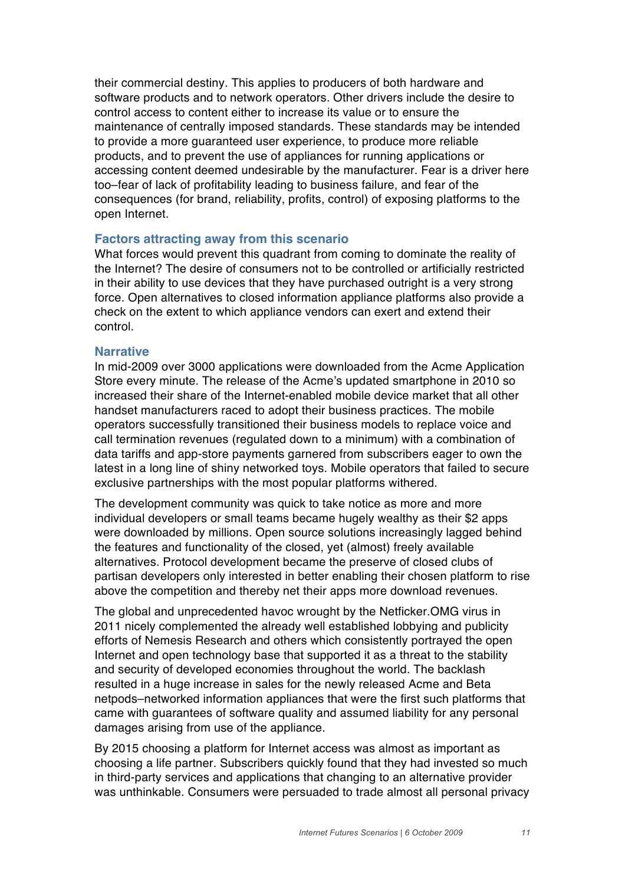their commercial destiny. This applies to producers of both hardware and software products and to network operators. Other drivers include the desire to control access to content either to increase its value or to ensure the maintenance of centrally imposed standards. These standards may be intended to provide a more guaranteed user experience, to produce more reliable products, and to prevent the use of appliances for running applications or accessing content deemed undesirable by the manufacturer. Fear is a driver here too–fear of lack of profitability leading to business failure, and fear of the consequences (for brand, reliability, profits, control) of exposing platforms to the open Internet.

### Factors attracting away from this scenario

What forces would prevent this quadrant from coming to dominate the reality of the Internet? The desire of consumers not to be controlled or artificially restricted in their ability to use devices that they have purchased outright is a very strong force. Open alternatives to closed information appliance platforms also provide a check on the extent to which appliance vendors can exert and extend their control.

### Narrative

In mid-2009 over 3000 applications were downloaded from the Acme Application Store every minute. The release of the Acme's updated smartphone in 2010 so increased their share of the Internet-enabled mobile device market that all other handset manufacturers raced to adopt their business practices. The mobile operators successfully transitioned their business models to replace voice and call termination revenues (regulated down to a minimum) with a combination of data tariffs and app-store payments garnered from subscribers eager to own the latest in a long line of shiny networked toys. Mobile operators that failed to secure exclusive partnerships with the most popular platforms withered.

The development community was quick to take notice as more and more individual developers or small teams became hugely wealthy as their $2 apps were downloaded by millions. Open source solutions increasingly lagged behind the features and functionality of the closed, yet (almost) freely available alternatives. Protocol development became the preserve of closed clubs of partisan developers only interested in better enabling their chosen platform to rise above the competition and thereby net their apps more download revenues.

The global and unprecedented havoc wrought by the Netficker.OMG virus in 2011 nicely complemented the already well established lobbying and publicity efforts of Nemesis Research and others which consistently portrayed the open Internet and open technology base that supported it as a threat to the stability and security of developed economies throughout the world. The backlash resulted in a huge increase in sales for the newly released Acme and Beta netpods–networked information appliances that were the first such platforms that came with guarantees of software quality and assumed liability for any personal damages arising from use of the appliance.

By 2015 choosing a platform for Internet access was almost as important as choosing a life partner. Subscribers quickly found that they had invested so much in third-party services and applications that changing to an alternative provider was unthinkable. Consumers were persuaded to trade almost all personal privacy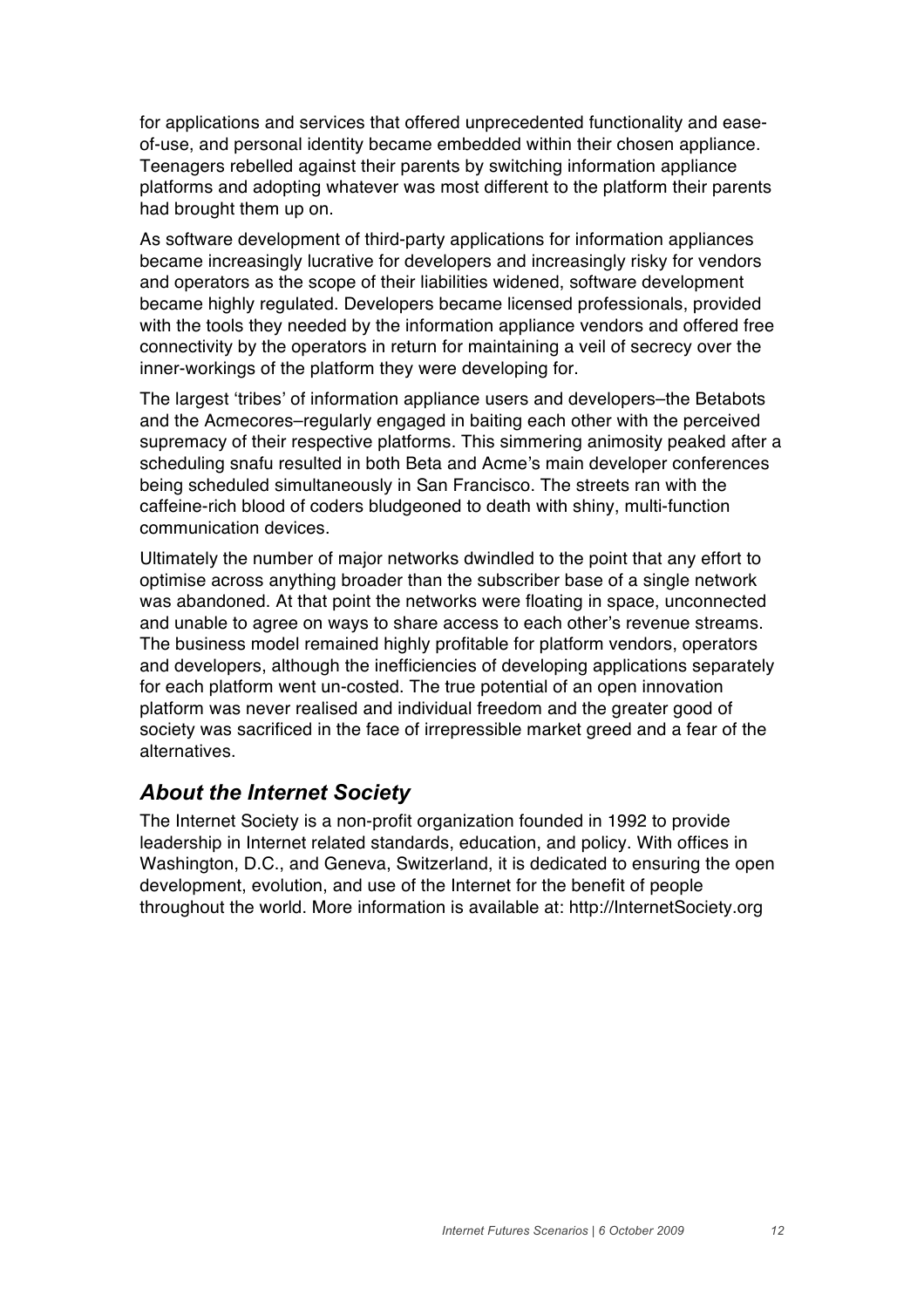for applications and services that offered unprecedented functionality and ease-of-use, and personal identity became embedded within their chosen appliance. Teenagers rebelled against their parents by switching information appliance platforms and adopting whatever was most different to the platform their parents had brought them up on.

As software development of third-party applications for information appliances became increasingly lucrative for developers and increasingly risky for vendors and operators as the scope of their liabilities widened, software development became highly regulated. Developers became licensed professionals, provided with the tools they needed by the information appliance vendors and offered free connectivity by the operators in return for maintaining a veil of secrecy over the inner-workings of the platform they were developing for.

The largest 'tribes' of information appliance users and developers–the Betabots and the Acmecores–regularly engaged in baiting each other with the perceived supremacy of their respective platforms. This simmering animosity peaked after a scheduling snafu resulted in both Beta and Acme's main developer conferences being scheduled simultaneously in San Francisco. The streets ran with the caffeine-rich blood of coders bludgeoned to death with shiny, multi-function communication devices.

Ultimately the number of major networks dwindled to the point that any effort to optimise across anything broader than the subscriber base of a single network was abandoned. At that point the networks were floating in space, unconnected and unable to agree on ways to share access to each other's revenue streams. The business model remained highly profitable for platform vendors, operators and developers, although the inefficiencies of developing applications separately for each platform went un-costed. The true potential of an open innovation platform was never realised and individual freedom and the greater good of society was sacrificed in the face of irrepressible market greed and a fear of the alternatives.

## *About the Internet Society*

The Internet Society is a non-profit organization founded in 1992 to provide leadership in Internet related standards, education, and policy. With offices in Washington, D.C., and Geneva, Switzerland, it is dedicated to ensuring the open development, evolution, and use of the Internet for the benefit of people throughout the world. More information is available at: http://InternetSociety.org